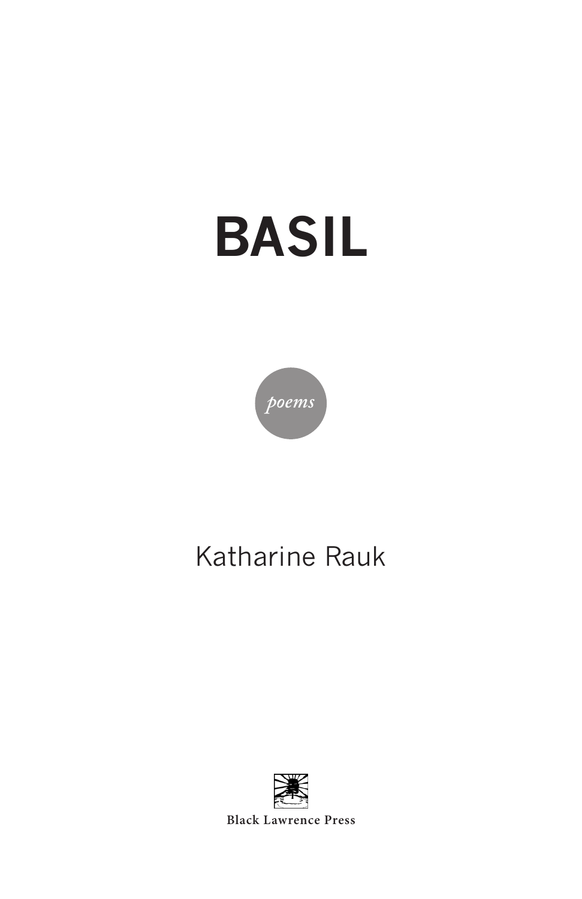# BASIL

*poems*

Katharine Rauk

Black Lawrence Press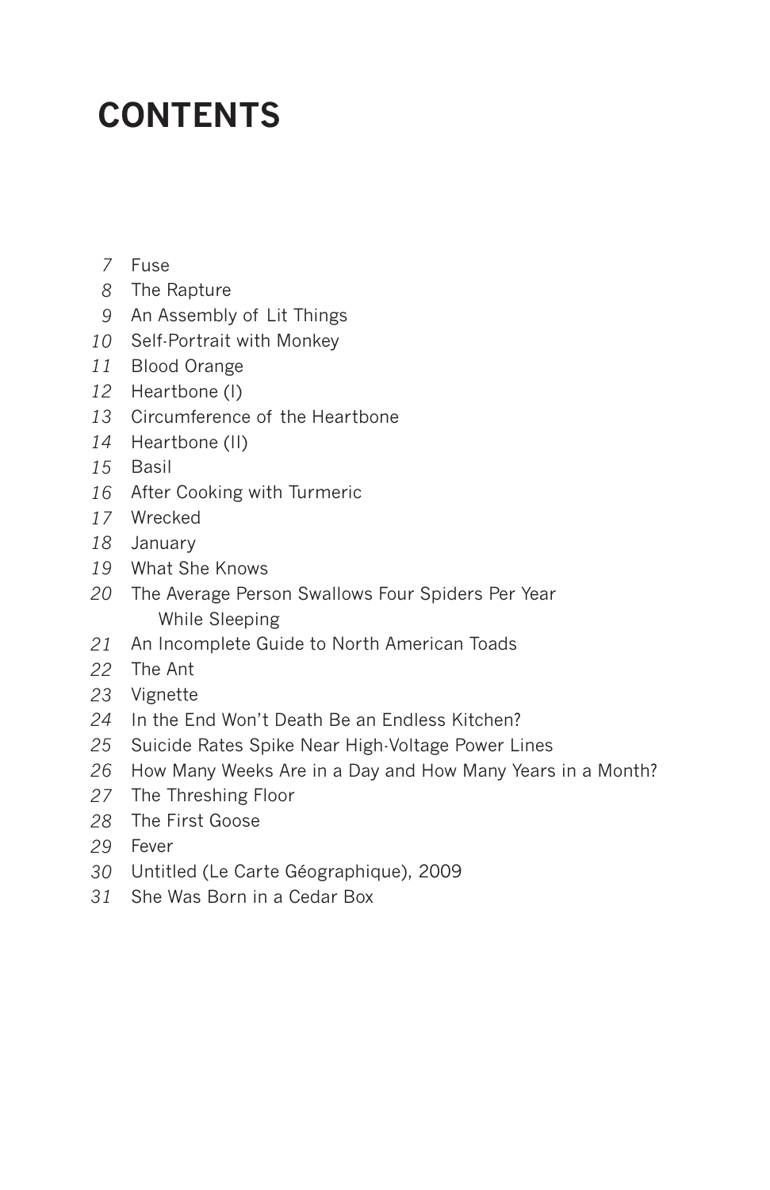# CONTENTS

| | |
|---|---|
| 7 | Fuse |
| 8 | The Rapture |
| 9 | An Assembly of Lit Things |
| 10 | Self-Portrait with Monkey |
| 11 | Blood Orange |
| 12 | Heartbone (I) |
| 13 | Circumference of the Heartbone |
| 14 | Heartbone (II) |
| 15 | Basil |
| 16 | After Cooking with Turmeric |
| 17 | Wrecked |
| 18 | January |
| 19 | What She Knows |
| 20 | The Average Person Swallows Four Spiders Per Year While Sleeping |
| 21 | An Incomplete Guide to North American Toads |
| 22 | The Ant |
| 23 | Vignette |
| 24 | In the End Won't Death Be an Endless Kitchen? |
| 25 | Suicide Rates Spike Near High-Voltage Power Lines |
| 26 | How Many Weeks Are in a Day and How Many Years in a Month? |
| 27 | The Threshing Floor |
| 28 | The First Goose |
| 29 | Fever |
| 30 | Untitled (Le Carte Géographique), 2009 |
| 31 | She Was Born in a Cedar Box |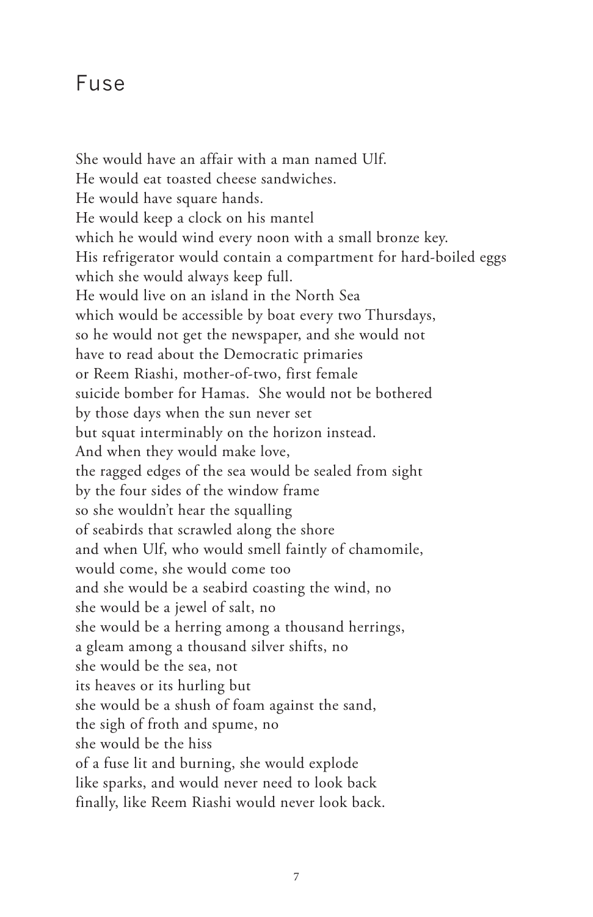# Fuse

She would have an affair with a man named Ulf.
He would eat toasted cheese sandwiches.
He would have square hands.
He would keep a clock on his mantel
which he would wind every noon with a small bronze key.
His refrigerator would contain a compartment for hard-boiled eggs
which she would always keep full.
He would live on an island in the North Sea
which would be accessible by boat every two Thursdays,
so he would not get the newspaper, and she would not
have to read about the Democratic primaries
or Reem Riashi, mother-of-two, first female
suicide bomber for Hamas. She would not be bothered
by those days when the sun never set
but squat interminably on the horizon instead.
And when they would make love,
the ragged edges of the sea would be sealed from sight
by the four sides of the window frame
so she wouldn't hear the squalling
of seabirds that scrawled along the shore
and when Ulf, who would smell faintly of chamomile,
would come, she would come too
and she would be a seabird coasting the wind, no
she would be a jewel of salt, no
she would be a herring among a thousand herrings,
a gleam among a thousand silver shifts, no
she would be the sea, not
its heaves or its hurling but
she would be a shush of foam against the sand,
the sigh of froth and spume, no
she would be the hiss
of a fuse lit and burning, she would explode
like sparks, and would never need to look back
finally, like Reem Riashi would never look back.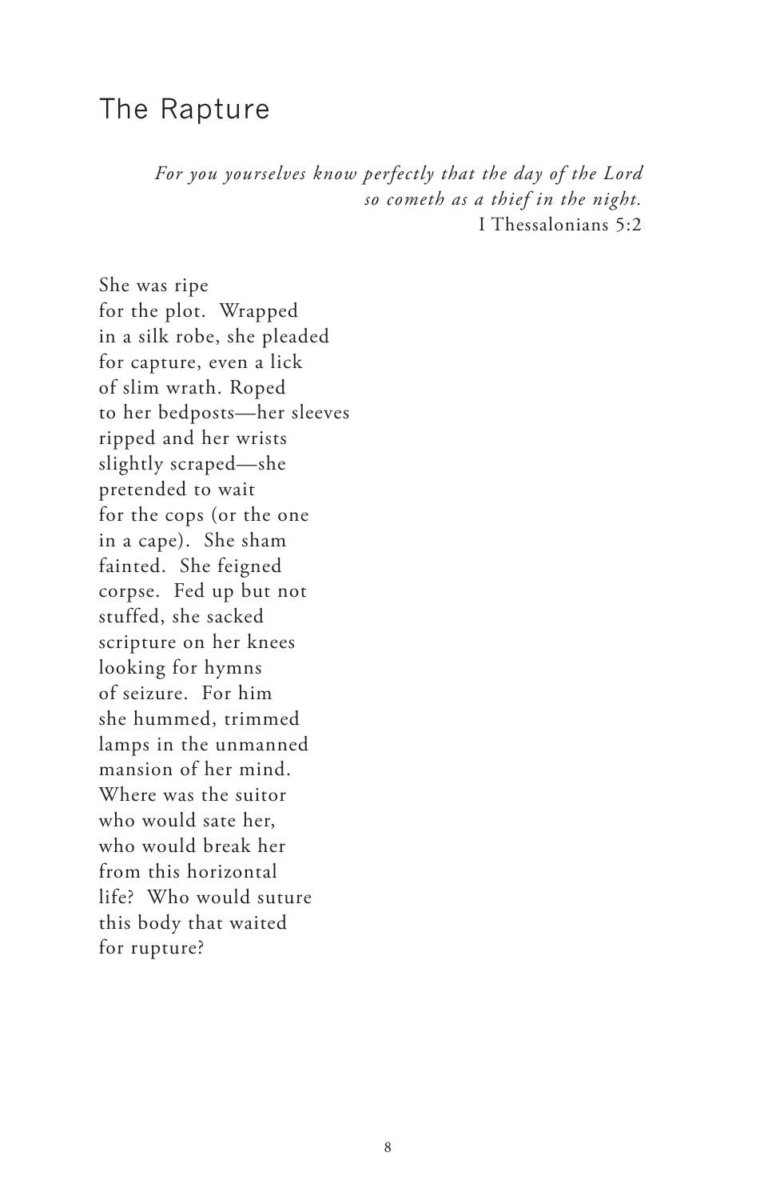# The Rapture

*For you yourselves know perfectly that the day of the Lord*
*so cometh as a thief in the night.*
I Thessalonians 5:2

She was ripe
for the plot.  Wrapped
in a silk robe, she pleaded
for capture, even a lick
of slim wrath. Roped
to her bedposts—her sleeves
ripped and her wrists
slightly scraped—she
pretended to wait
for the cops (or the one
in a cape).  She sham
fainted.  She feigned
corpse.  Fed up but not
stuffed, she sacked
scripture on her knees
looking for hymns
of seizure.  For him
she hummed, trimmed
lamps in the unmanned
mansion of her mind.
Where was the suitor
who would sate her,
who would break her
from this horizontal
life?  Who would suture
this body that waited
for rupture?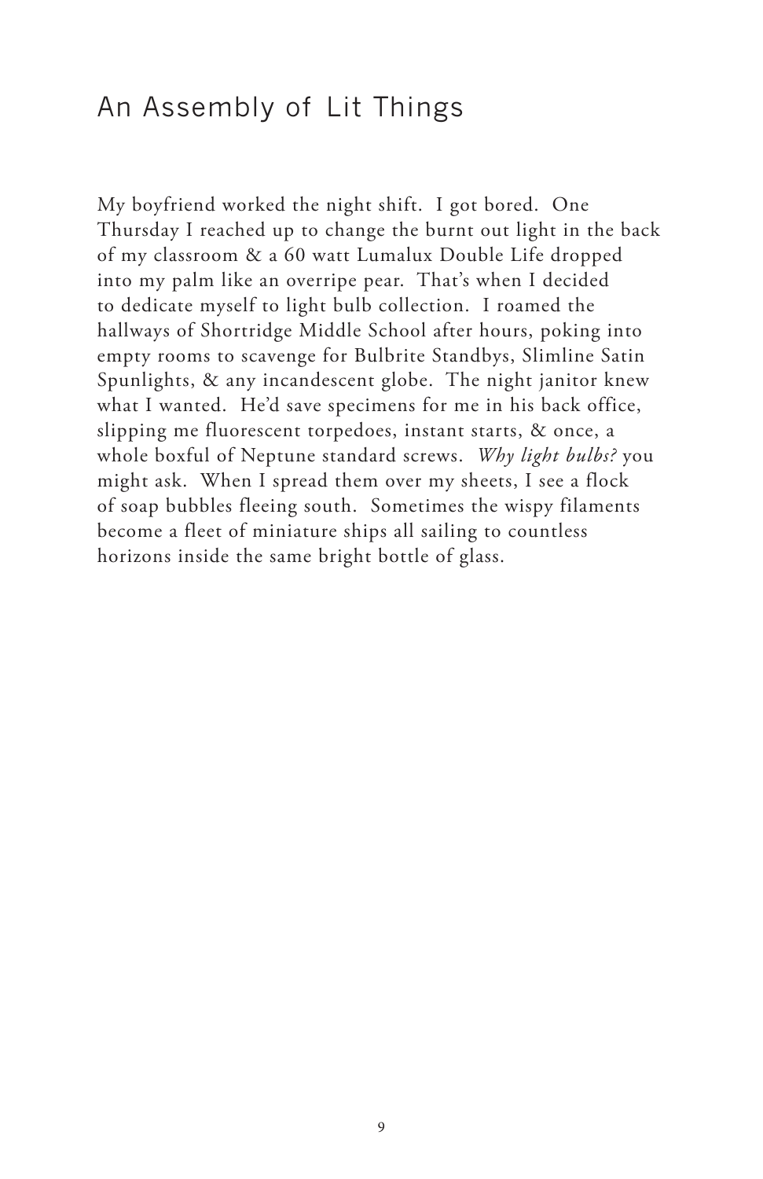# An Assembly of Lit Things

My boyfriend worked the night shift. I got bored. One Thursday I reached up to change the burnt out light in the back of my classroom & a 60 watt Lumalux Double Life dropped into my palm like an overripe pear. That's when I decided to dedicate myself to light bulb collection. I roamed the hallways of Shortridge Middle School after hours, poking into empty rooms to scavenge for Bulbrite Standbys, Slimline Satin Spunlights, & any incandescent globe. The night janitor knew what I wanted. He'd save specimens for me in his back office, slipping me fluorescent torpedoes, instant starts, & once, a whole boxful of Neptune standard screws. *Why light bulbs?* you might ask. When I spread them over my sheets, I see a flock of soap bubbles fleeing south. Sometimes the wispy filaments become a fleet of miniature ships all sailing to countless horizons inside the same bright bottle of glass.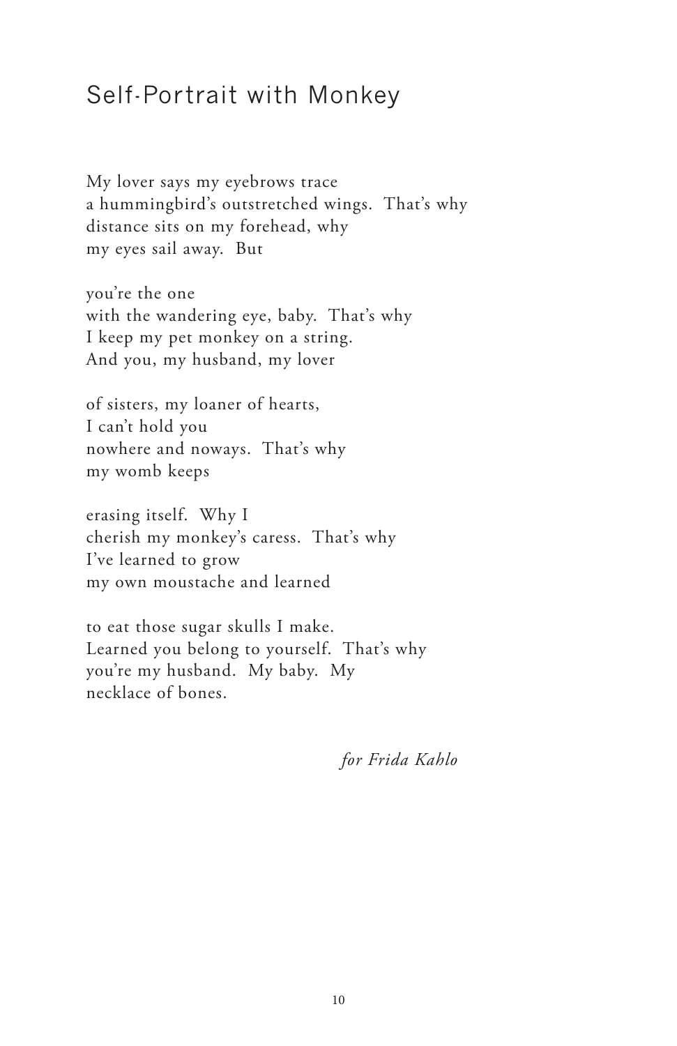# Self-Portrait with Monkey

My lover says my eyebrows trace  
a hummingbird's outstretched wings. That's why  
distance sits on my forehead, why  
my eyes sail away. But

you're the one  
with the wandering eye, baby. That's why  
I keep my pet monkey on a string.  
And you, my husband, my lover

of sisters, my loaner of hearts,  
I can't hold you  
nowhere and noways. That's why  
my womb keeps

erasing itself. Why I  
cherish my monkey's caress. That's why  
I've learned to grow  
my own moustache and learned

to eat those sugar skulls I make.  
Learned you belong to yourself. That's why  
you're my husband. My baby. My  
necklace of bones.

*for Frida Kahlo*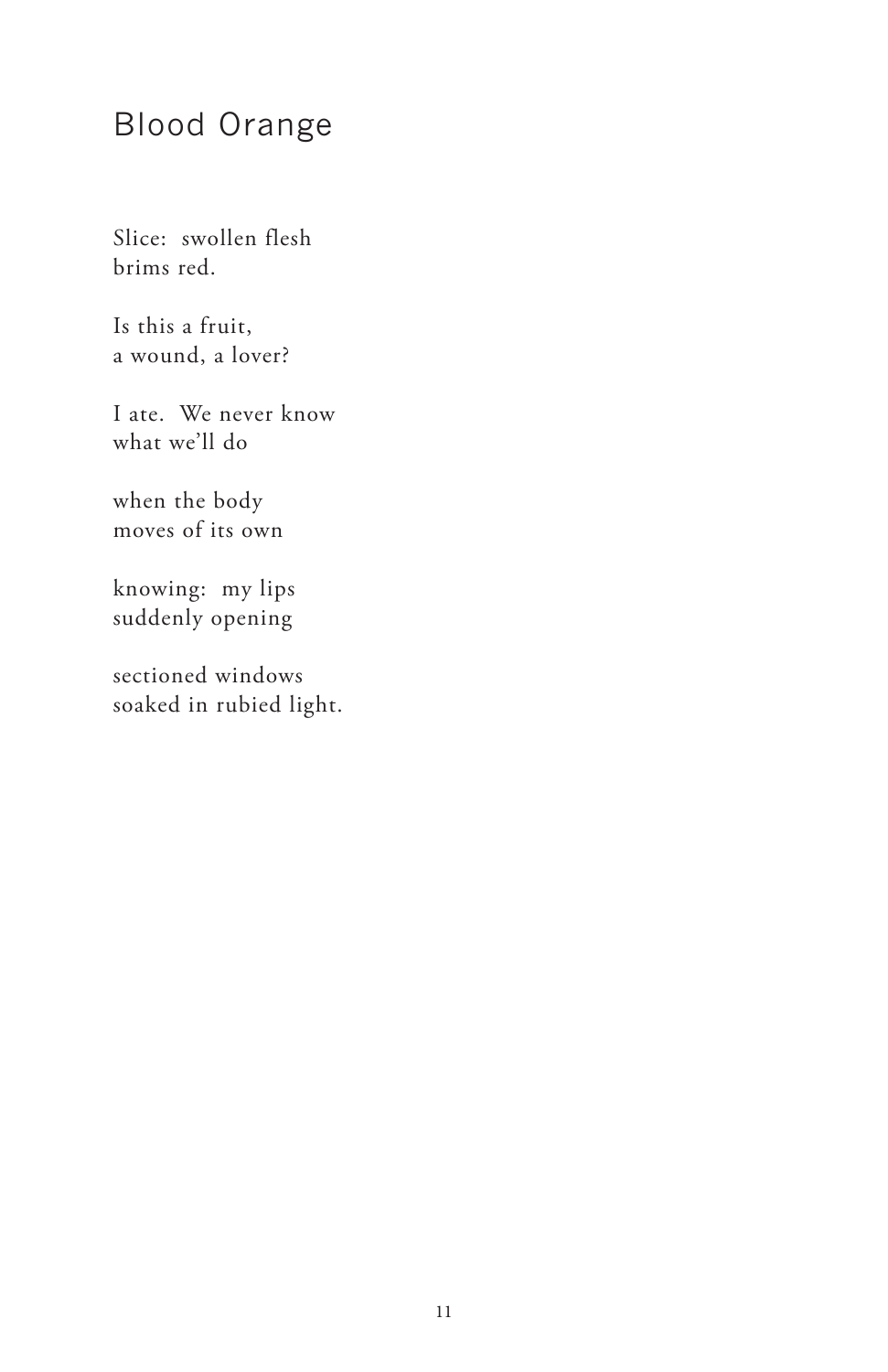# Blood Orange

Slice:  swollen flesh
brims red.

Is this a fruit,
a wound, a lover?

I ate.  We never know
what we'll do

when the body
moves of its own

knowing:  my lips
suddenly opening

sectioned windows
soaked in rubied light.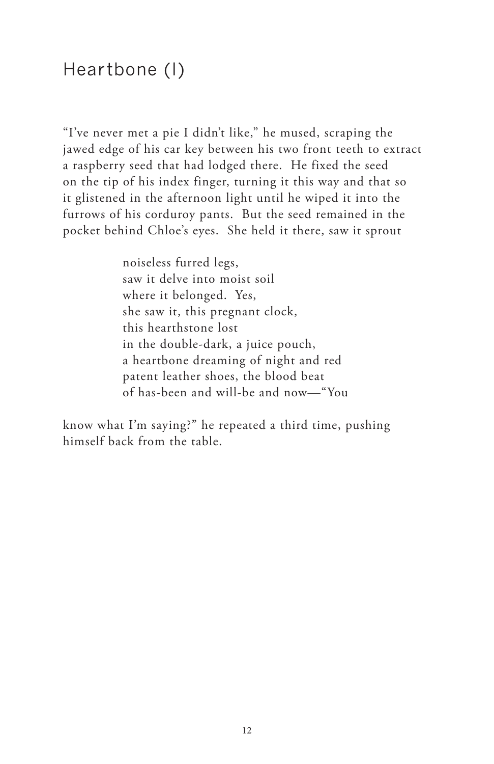# Heartbone (I)

"I've never met a pie I didn't like," he mused, scraping the jawed edge of his car key between his two front teeth to extract a raspberry seed that had lodged there. He fixed the seed on the tip of his index finger, turning it this way and that so it glistened in the afternoon light until he wiped it into the furrows of his corduroy pants. But the seed remained in the pocket behind Chloe's eyes. She held it there, saw it sprout

> noiseless furred legs,  
> saw it delve into moist soil  
> where it belonged. Yes,  
> she saw it, this pregnant clock,  
> this hearthstone lost  
> in the double-dark, a juice pouch,  
> a heartbone dreaming of night and red  
> patent leather shoes, the blood beat  
> of has-been and will-be and now—"You

know what I'm saying?" he repeated a third time, pushing himself back from the table.